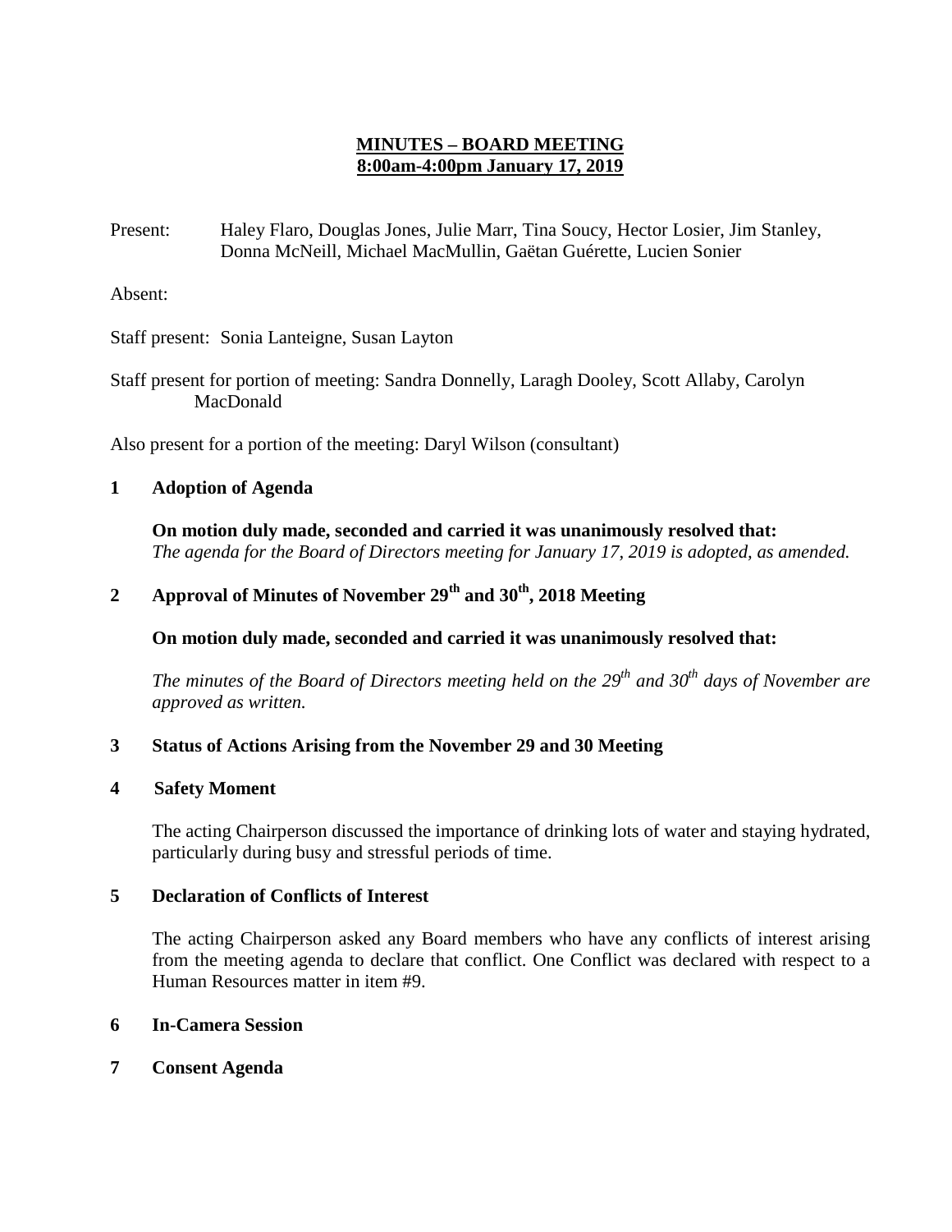# MINUTES – BOARD MEETING
## 8:00am-4:00pm January 17, 2019

Present: Haley Flaro, Douglas Jones, Julie Marr, Tina Soucy, Hector Losier, Jim Stanley, Donna McNeill, Michael MacMullin, Gaëtan Guérette, Lucien Sonier

Absent:

Staff present: Sonia Lanteigne, Susan Layton

Staff present for portion of meeting: Sandra Donnelly, Laragh Dooley, Scott Allaby, Carolyn MacDonald

Also present for a portion of the meeting: Daryl Wilson (consultant)

### 1 Adoption of Agenda

**On motion duly made, seconded and carried it was unanimously resolved that:**
*The agenda for the Board of Directors meeting for January 17, 2019 is adopted, as amended.*

### 2 Approval of Minutes of November 29th and 30th, 2018 Meeting

**On motion duly made, seconded and carried it was unanimously resolved that:**

*The minutes of the Board of Directors meeting held on the 29th and 30th days of November are approved as written.*

### 3 Status of Actions Arising from the November 29 and 30 Meeting

### 4 Safety Moment

The acting Chairperson discussed the importance of drinking lots of water and staying hydrated, particularly during busy and stressful periods of time.

### 5 Declaration of Conflicts of Interest

The acting Chairperson asked any Board members who have any conflicts of interest arising from the meeting agenda to declare that conflict. One Conflict was declared with respect to a Human Resources matter in item #9.

### 6 In-Camera Session

### 7 Consent Agenda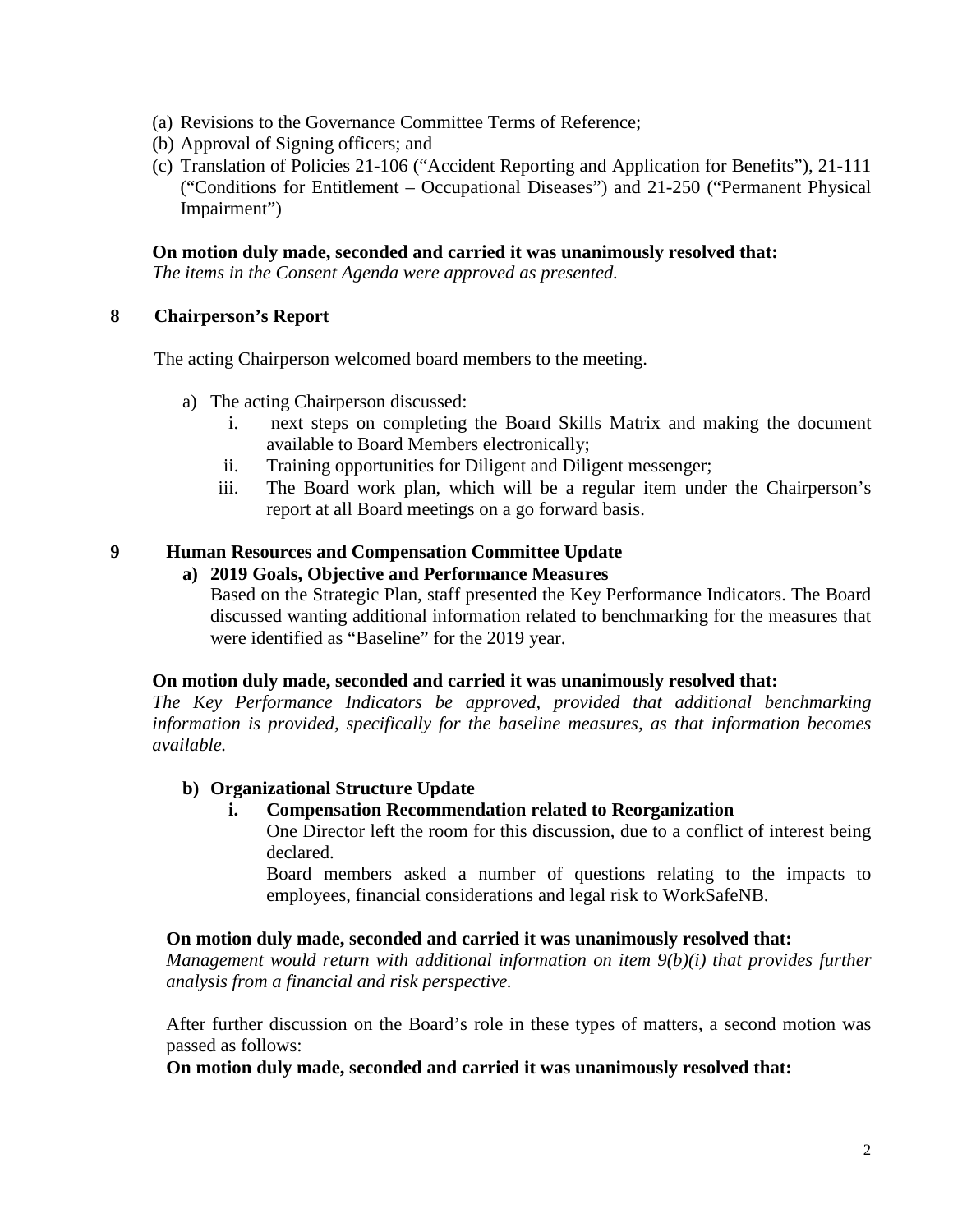(a) Revisions to the Governance Committee Terms of Reference;
(b) Approval of Signing officers; and
(c) Translation of Policies 21-106 ("Accident Reporting and Application for Benefits"), 21-111 ("Conditions for Entitlement – Occupational Diseases") and 21-250 ("Permanent Physical Impairment")

**On motion duly made, seconded and carried it was unanimously resolved that:**
*The items in the Consent Agenda were approved as presented.*

## 8 Chairperson's Report

The acting Chairperson welcomed board members to the meeting.

a) The acting Chairperson discussed:
   i. next steps on completing the Board Skills Matrix and making the document available to Board Members electronically;
   ii. Training opportunities for Diligent and Diligent messenger;
   iii. The Board work plan, which will be a regular item under the Chairperson's report at all Board meetings on a go forward basis.

## 9 Human Resources and Compensation Committee Update

### a) 2019 Goals, Objective and Performance Measures

Based on the Strategic Plan, staff presented the Key Performance Indicators. The Board discussed wanting additional information related to benchmarking for the measures that were identified as "Baseline" for the 2019 year.

**On motion duly made, seconded and carried it was unanimously resolved that:**
*The Key Performance Indicators be approved, provided that additional benchmarking information is provided, specifically for the baseline measures, as that information becomes available.*

### b) Organizational Structure Update

#### i. Compensation Recommendation related to Reorganization

One Director left the room for this discussion, due to a conflict of interest being declared.

Board members asked a number of questions relating to the impacts to employees, financial considerations and legal risk to WorkSafeNB.

**On motion duly made, seconded and carried it was unanimously resolved that:**
*Management would return with additional information on item 9(b)(i) that provides further analysis from a financial and risk perspective.*

After further discussion on the Board's role in these types of matters, a second motion was passed as follows:

**On motion duly made, seconded and carried it was unanimously resolved that:**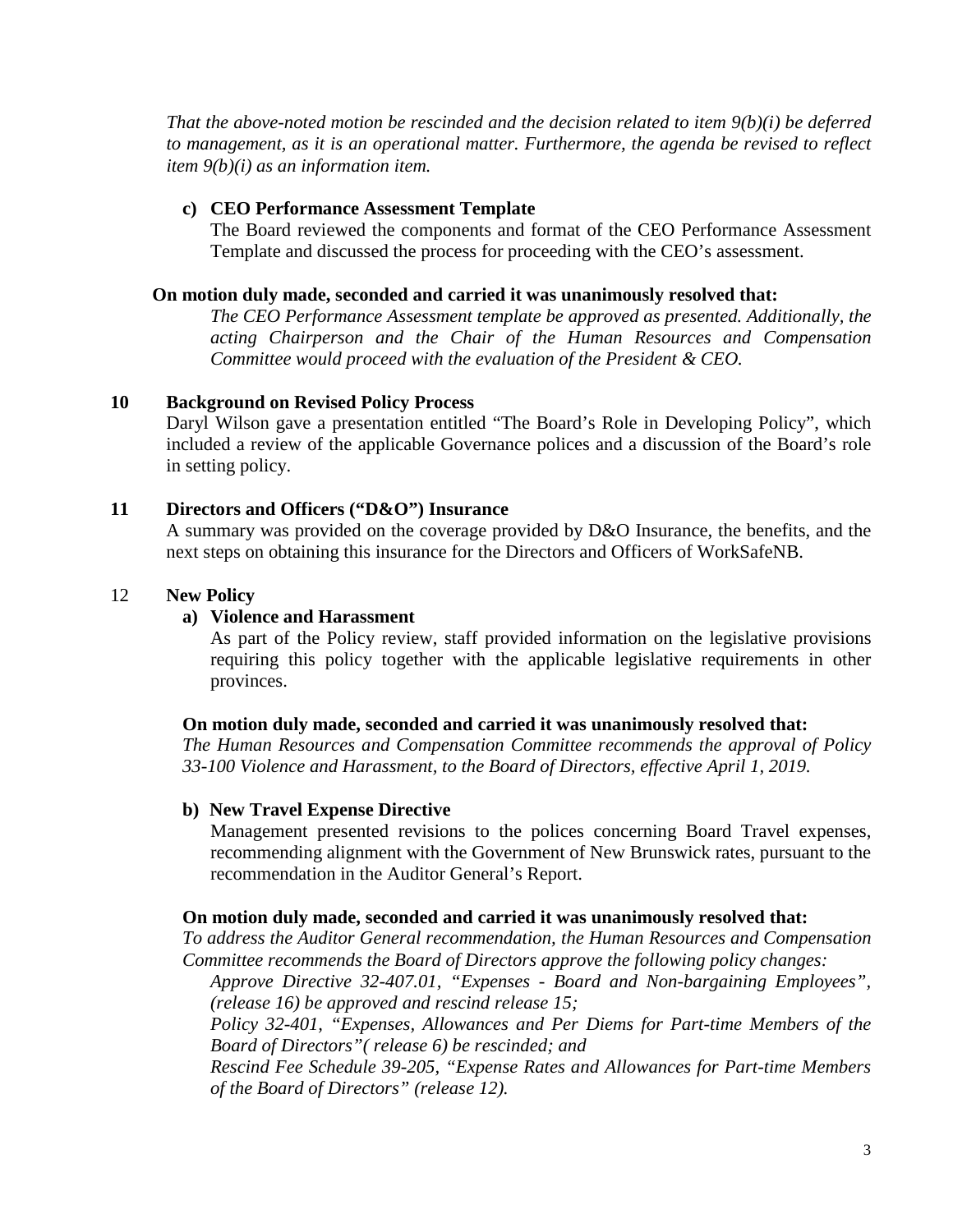*That the above-noted motion be rescinded and the decision related to item 9(b)(i) be deferred to management, as it is an operational matter. Furthermore, the agenda be revised to reflect item 9(b)(i) as an information item.*

**c) CEO Performance Assessment Template**

The Board reviewed the components and format of the CEO Performance Assessment Template and discussed the process for proceeding with the CEO's assessment.

**On motion duly made, seconded and carried it was unanimously resolved that:**

*The CEO Performance Assessment template be approved as presented. Additionally, the acting Chairperson and the Chair of the Human Resources and Compensation Committee would proceed with the evaluation of the President & CEO.*

## 10 Background on Revised Policy Process

Daryl Wilson gave a presentation entitled "The Board's Role in Developing Policy", which included a review of the applicable Governance polices and a discussion of the Board's role in setting policy.

## 11 Directors and Officers ("D&O") Insurance

A summary was provided on the coverage provided by D&O Insurance, the benefits, and the next steps on obtaining this insurance for the Directors and Officers of WorkSafeNB.

## 12 New Policy

**a) Violence and Harassment**

As part of the Policy review, staff provided information on the legislative provisions requiring this policy together with the applicable legislative requirements in other provinces.

**On motion duly made, seconded and carried it was unanimously resolved that:**

*The Human Resources and Compensation Committee recommends the approval of Policy 33-100 Violence and Harassment, to the Board of Directors, effective April 1, 2019.*

**b) New Travel Expense Directive**

Management presented revisions to the polices concerning Board Travel expenses, recommending alignment with the Government of New Brunswick rates, pursuant to the recommendation in the Auditor General's Report.

**On motion duly made, seconded and carried it was unanimously resolved that:**

*To address the Auditor General recommendation, the Human Resources and Compensation Committee recommends the Board of Directors approve the following policy changes:*

*Approve Directive 32-407.01, "Expenses - Board and Non-bargaining Employees", (release 16) be approved and rescind release 15;*

*Policy 32-401, "Expenses, Allowances and Per Diems for Part-time Members of the Board of Directors"( release 6) be rescinded; and*

*Rescind Fee Schedule 39-205, "Expense Rates and Allowances for Part-time Members of the Board of Directors" (release 12).*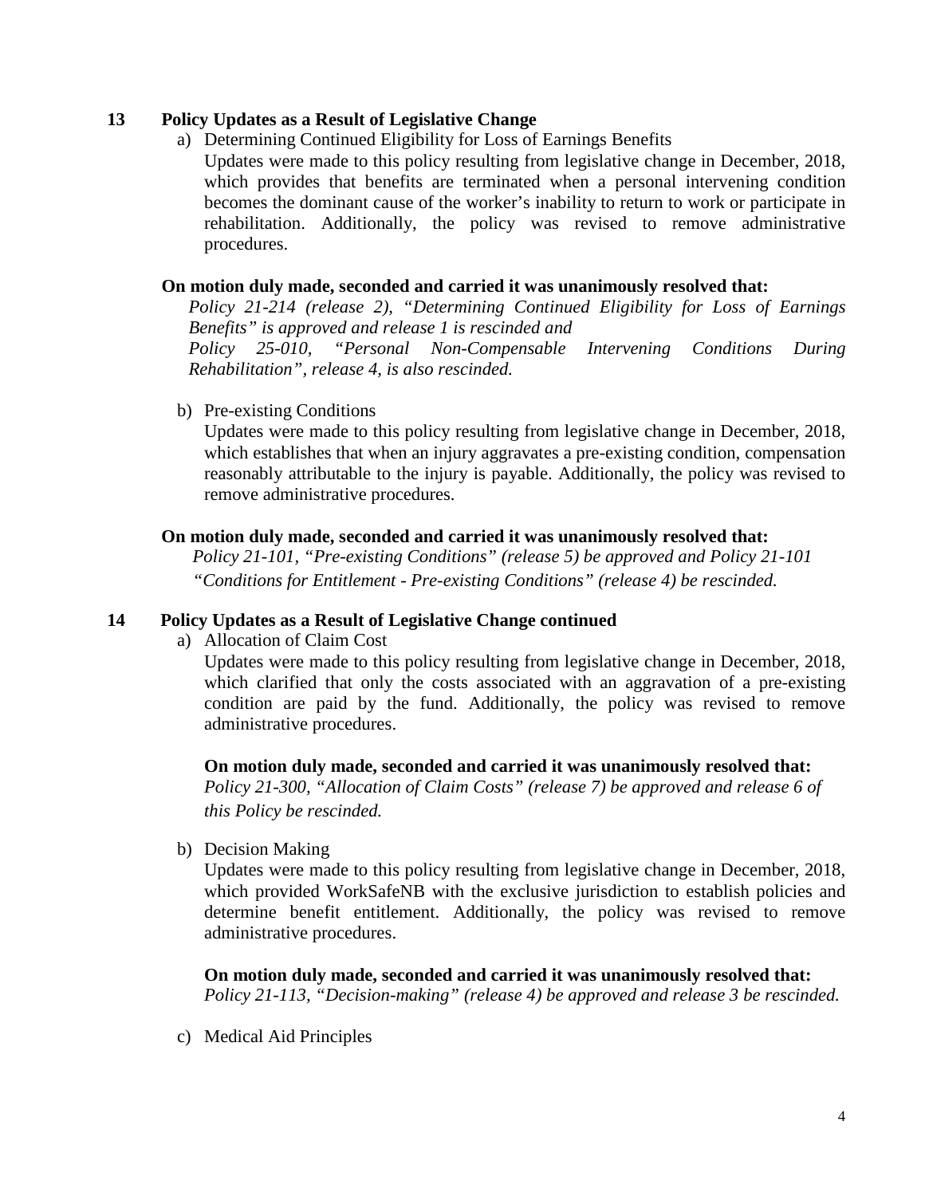**13 Policy Updates as a Result of Legislative Change**

a) Determining Continued Eligibility for Loss of Earnings Benefits

Updates were made to this policy resulting from legislative change in December, 2018, which provides that benefits are terminated when a personal intervening condition becomes the dominant cause of the worker's inability to return to work or participate in rehabilitation. Additionally, the policy was revised to remove administrative procedures.

**On motion duly made, seconded and carried it was unanimously resolved that:**

*Policy 21-214 (release 2), "Determining Continued Eligibility for Loss of Earnings Benefits" is approved and release 1 is rescinded and*

*Policy 25-010, "Personal Non-Compensable Intervening Conditions During Rehabilitation", release 4, is also rescinded.*

b) Pre-existing Conditions

Updates were made to this policy resulting from legislative change in December, 2018, which establishes that when an injury aggravates a pre-existing condition, compensation reasonably attributable to the injury is payable. Additionally, the policy was revised to remove administrative procedures.

**On motion duly made, seconded and carried it was unanimously resolved that:**

*Policy 21-101, "Pre-existing Conditions" (release 5) be approved and Policy 21-101 "Conditions for Entitlement - Pre-existing Conditions" (release 4) be rescinded.*

**14 Policy Updates as a Result of Legislative Change continued**

a) Allocation of Claim Cost

Updates were made to this policy resulting from legislative change in December, 2018, which clarified that only the costs associated with an aggravation of a pre-existing condition are paid by the fund. Additionally, the policy was revised to remove administrative procedures.

**On motion duly made, seconded and carried it was unanimously resolved that:**

*Policy 21-300, "Allocation of Claim Costs" (release 7) be approved and release 6 of this Policy be rescinded.*

b) Decision Making

Updates were made to this policy resulting from legislative change in December, 2018, which provided WorkSafeNB with the exclusive jurisdiction to establish policies and determine benefit entitlement. Additionally, the policy was revised to remove administrative procedures.

**On motion duly made, seconded and carried it was unanimously resolved that:**

*Policy 21-113, "Decision-making" (release 4) be approved and release 3 be rescinded.*

c) Medical Aid Principles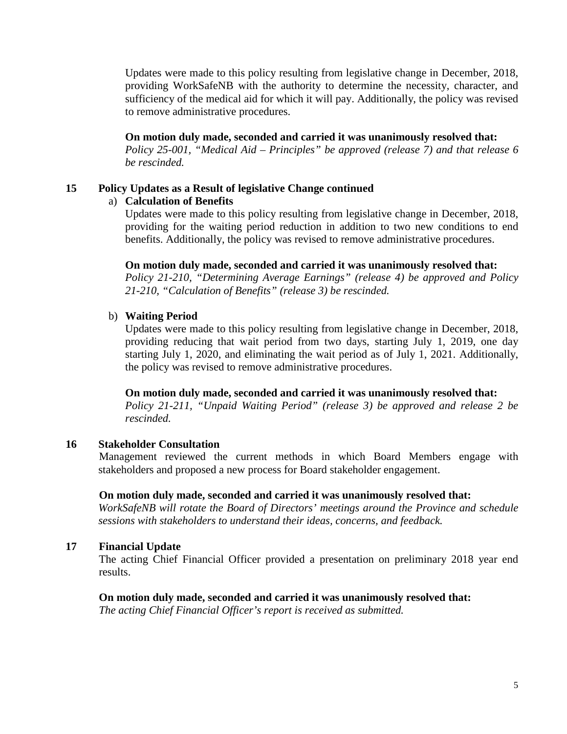Updates were made to this policy resulting from legislative change in December, 2018, providing WorkSafeNB with the authority to determine the necessity, character, and sufficiency of the medical aid for which it will pay. Additionally, the policy was revised to remove administrative procedures.

**On motion duly made, seconded and carried it was unanimously resolved that:**
*Policy 25-001, "Medical Aid – Principles" be approved (release 7) and that release 6 be rescinded.*

**15 Policy Updates as a Result of legislative Change continued**

a) **Calculation of Benefits**

Updates were made to this policy resulting from legislative change in December, 2018, providing for the waiting period reduction in addition to two new conditions to end benefits. Additionally, the policy was revised to remove administrative procedures.

**On motion duly made, seconded and carried it was unanimously resolved that:**
*Policy 21-210, "Determining Average Earnings" (release 4) be approved and Policy 21-210, "Calculation of Benefits" (release 3) be rescinded.*

b) **Waiting Period**

Updates were made to this policy resulting from legislative change in December, 2018, providing reducing that wait period from two days, starting July 1, 2019, one day starting July 1, 2020, and eliminating the wait period as of July 1, 2021. Additionally, the policy was revised to remove administrative procedures.

**On motion duly made, seconded and carried it was unanimously resolved that:**
*Policy 21-211, "Unpaid Waiting Period" (release 3) be approved and release 2 be rescinded.*

**16 Stakeholder Consultation**

Management reviewed the current methods in which Board Members engage with stakeholders and proposed a new process for Board stakeholder engagement.

**On motion duly made, seconded and carried it was unanimously resolved that:**
*WorkSafeNB will rotate the Board of Directors' meetings around the Province and schedule sessions with stakeholders to understand their ideas, concerns, and feedback.*

**17 Financial Update**

The acting Chief Financial Officer provided a presentation on preliminary 2018 year end results.

**On motion duly made, seconded and carried it was unanimously resolved that:**
*The acting Chief Financial Officer's report is received as submitted.*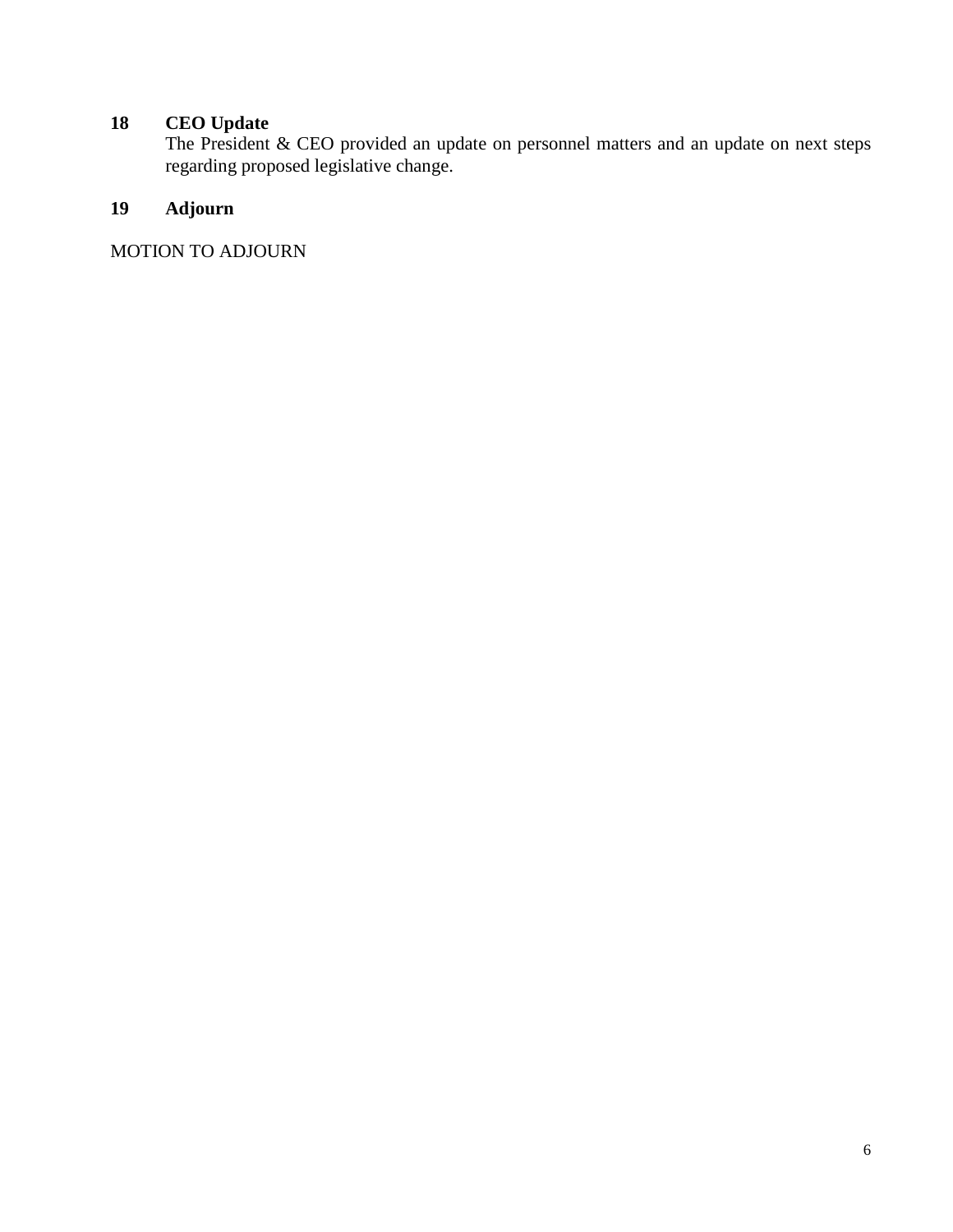**18 CEO Update**

The President & CEO provided an update on personnel matters and an update on next steps regarding proposed legislative change.

**19 Adjourn**

MOTION TO ADJOURN